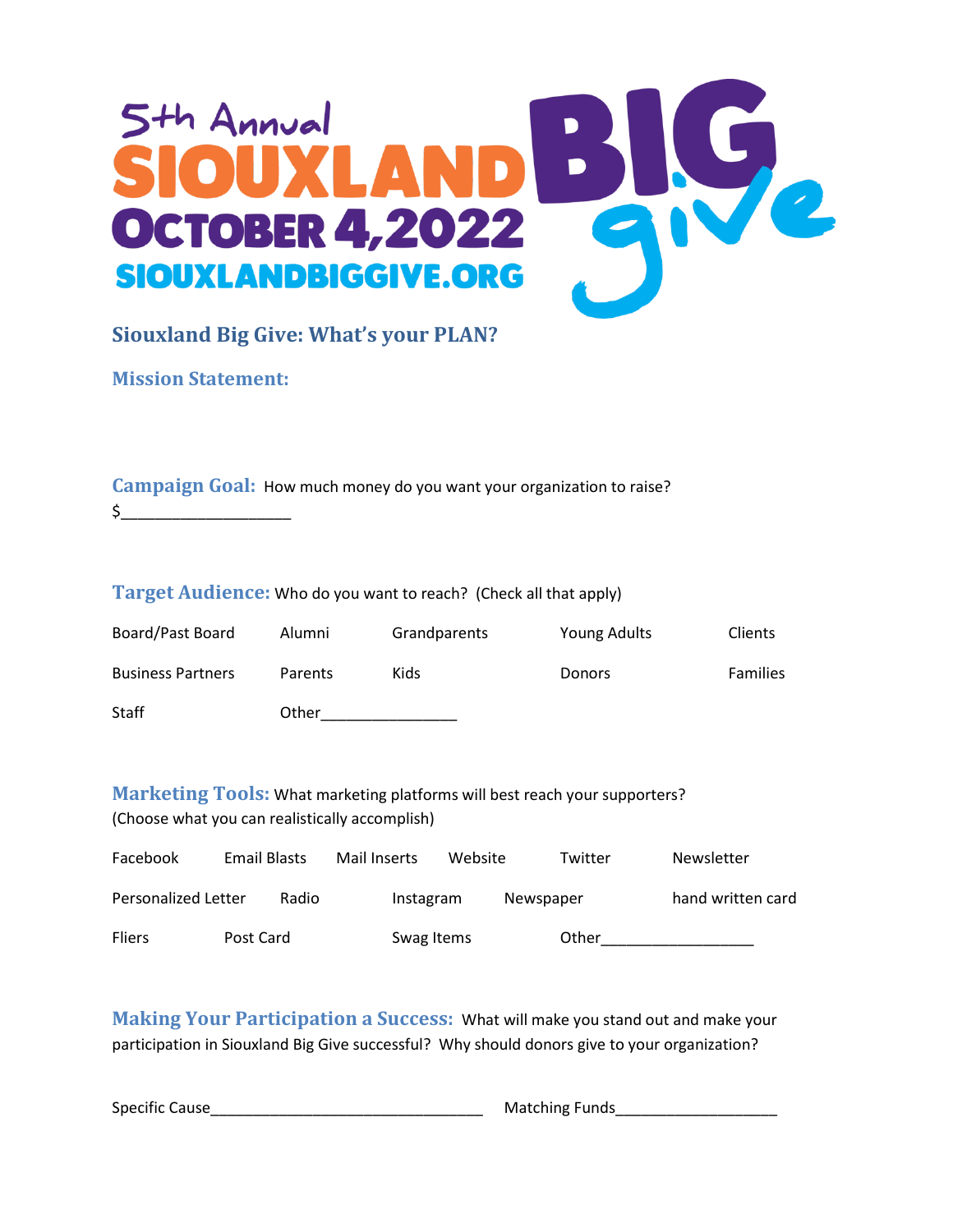5th Annual
SIOUXLAND BIG give
OCTOBER 4,2022
SIOUXLANDBIGGIVE.ORG

## Siouxland Big Give: What's your PLAN?

### Mission Statement:

### Campaign Goal:

How much money do you want your organization to raise?

$____________________

### Target Audience:

Who do you want to reach? (Check all that apply)

| | | | | |
|---|---|---|---|---|
| Board/Past Board | Alumni | Grandparents | Young Adults | Clients |
| Business Partners | Parents | Kids | Donors | Families |
| Staff | Other________________ | | | |

### Marketing Tools:

What marketing platforms will best reach your supporters?
(Choose what you can realistically accomplish)

| | | | | | |
|---|---|---|---|---|---|
| Facebook | Email Blasts | Mail Inserts | Website | Twitter | Newsletter |
| Personalized Letter | Radio | Instagram | Newspaper | | hand written card |
| Fliers | Post Card | Swag Items | | Other__________________ | |

### Making Your Participation a Success:

What will make you stand out and make your participation in Siouxland Big Give successful? Why should donors give to your organization?

Specific Cause________________________________ Matching Funds___________________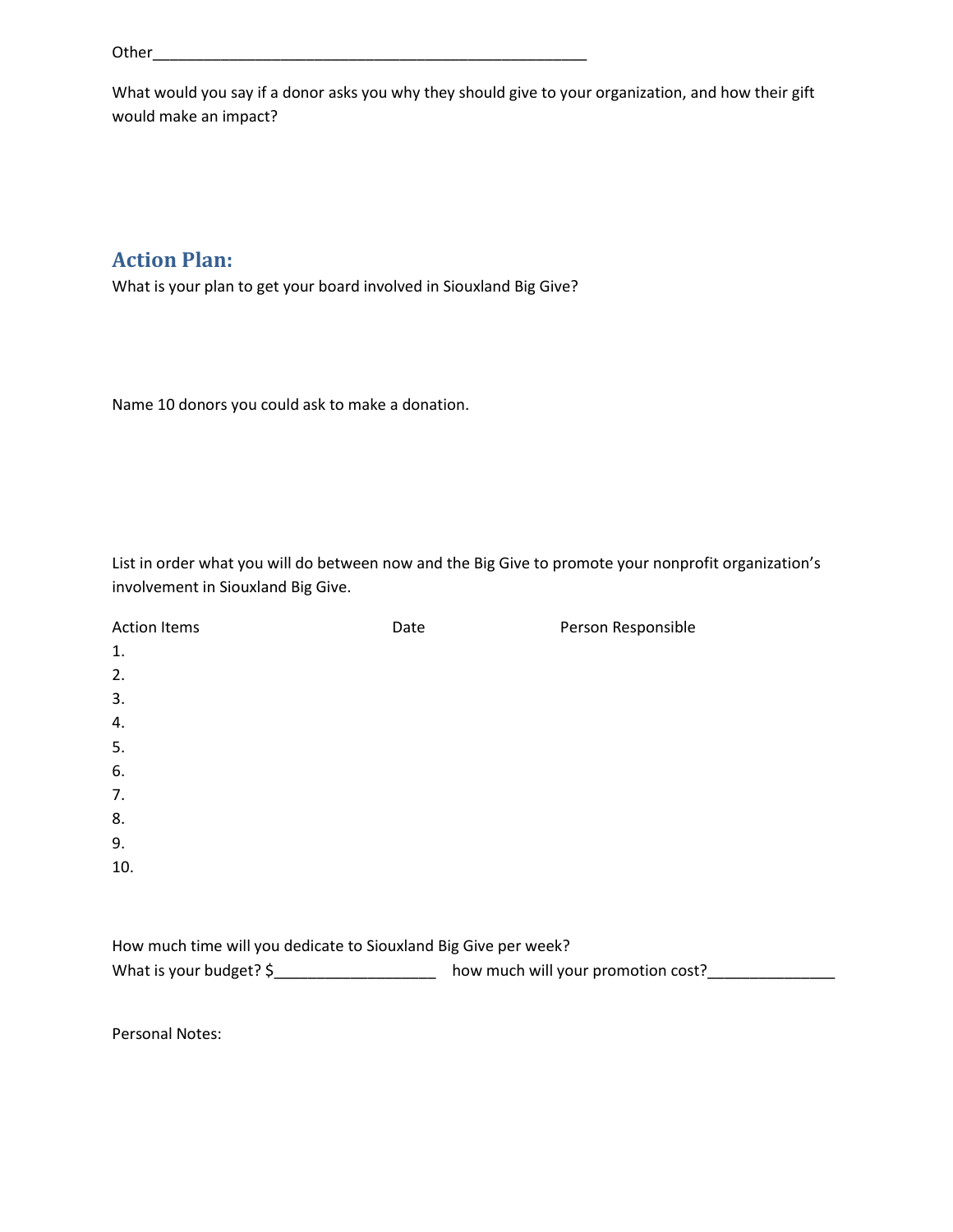Other_______________________________________________________

What would you say if a donor asks you why they should give to your organization, and how their gift would make an impact?

## Action Plan:

What is your plan to get your board involved in Siouxland Big Give?

Name 10 donors you could ask to make a donation.

List in order what you will do between now and the Big Give to promote your nonprofit organization's involvement in Siouxland Big Give.

| Action Items | Date | Person Responsible |
|---|---|---|
| 1. | | |
| 2. | | |
| 3. | | |
| 4. | | |
| 5. | | |
| 6. | | |
| 7. | | |
| 8. | | |
| 9. | | |
| 10. | | |

How much time will you dedicate to Siouxland Big Give per week?

What is your budget? $___________________ how much will your promotion cost?_______________

Personal Notes: